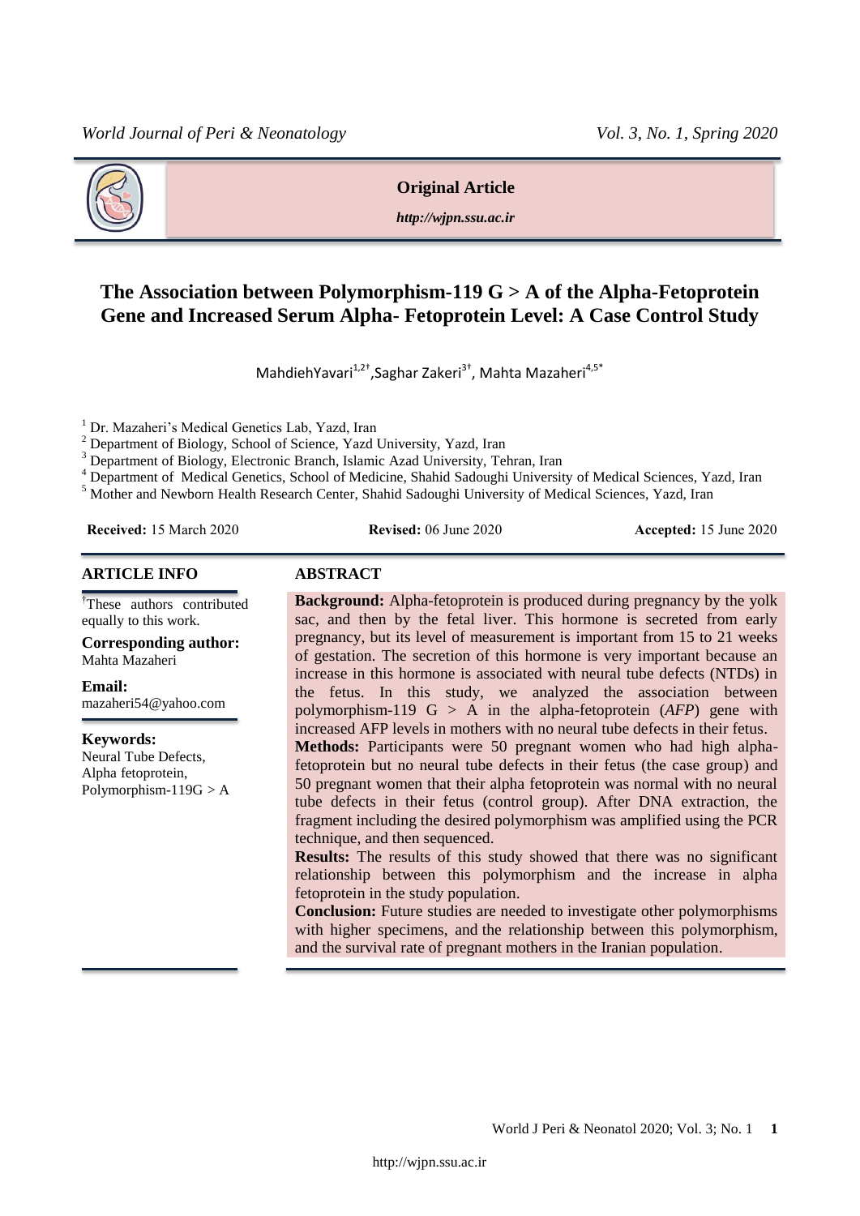**Original Article**

***http://wjpn.ssu.ac.ir***

# The Association between Polymorphism-119 G > A of the Alpha-Fetoprotein Gene and Increased Serum Alpha- Fetoprotein Level: A Case Control Study

MahdiehYavari[1,2†],Saghar Zakeri[3†], Mahta Mazaheri[4,5*]

[1] Dr. Mazaheri's Medical Genetics Lab, Yazd, Iran
[2] Department of Biology, School of Science, Yazd University, Yazd, Iran
[3] Department of Biology, Electronic Branch, Islamic Azad University, Tehran, Iran
[4] Department of Medical Genetics, School of Medicine, Shahid Sadoughi University of Medical Sciences, Yazd, Iran
[5] Mother and Newborn Health Research Center, Shahid Sadoughi University of Medical Sciences, Yazd, Iran

**Received:** 15 March 2020 **Revised:** 06 June 2020 **Accepted:** 15 June 2020

## ARTICLE INFO

†These authors contributed equally to this work.

**Corresponding author:**
Mahta Mazaheri

**Email:**
mazaheri54@yahoo.com

**Keywords:**
Neural Tube Defects,
Alpha fetoprotein,
Polymorphism-119G > A

## ABSTRACT

**Background:** Alpha-fetoprotein is produced during pregnancy by the yolk sac, and then by the fetal liver. This hormone is secreted from early pregnancy, but its level of measurement is important from 15 to 21 weeks of gestation. The secretion of this hormone is very important because an increase in this hormone is associated with neural tube defects (NTDs) in the fetus. In this study, we analyzed the association between polymorphism-119 G > A in the alpha-fetoprotein (*AFP*) gene with increased AFP levels in mothers with no neural tube defects in their fetus.

**Methods:** Participants were 50 pregnant women who had high alpha-fetoprotein but no neural tube defects in their fetus (the case group) and 50 pregnant women that their alpha fetoprotein was normal with no neural tube defects in their fetus (control group). After DNA extraction, the fragment including the desired polymorphism was amplified using the PCR technique, and then sequenced.

**Results:** The results of this study showed that there was no significant relationship between this polymorphism and the increase in alpha fetoprotein in the study population.

**Conclusion:** Future studies are needed to investigate other polymorphisms with higher specimens, and the relationship between this polymorphism, and the survival rate of pregnant mothers in the Iranian population.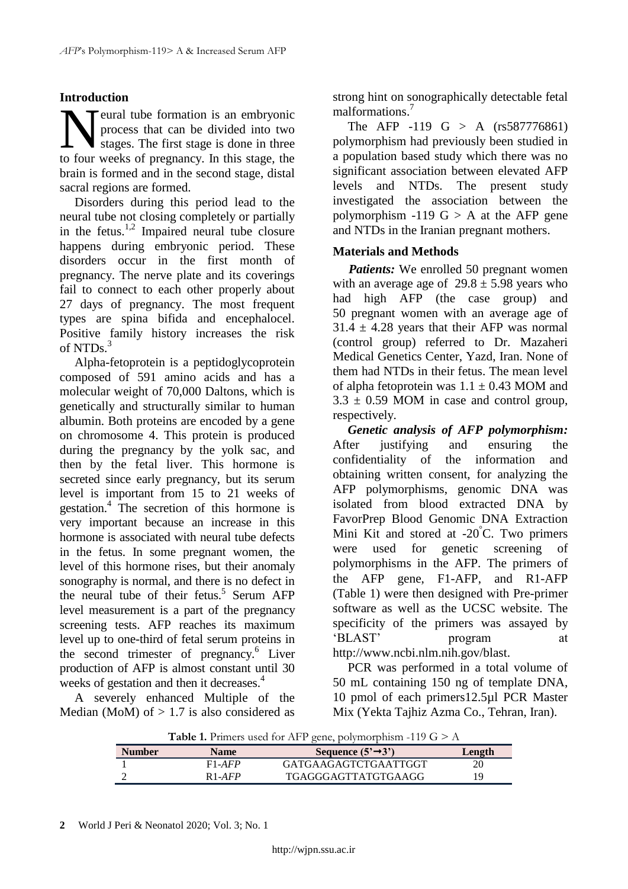## Introduction

Neural tube formation is an embryonic process that can be divided into two stages. The first stage is done in three to four weeks of pregnancy. In this stage, the brain is formed and in the second stage, distal sacral regions are formed.

Disorders during this period lead to the neural tube not closing completely or partially in the fetus.[1,2] Impaired neural tube closure happens during embryonic period. These disorders occur in the first month of pregnancy. The nerve plate and its coverings fail to connect to each other properly about 27 days of pregnancy. The most frequent types are spina bifida and encephalocel. Positive family history increases the risk of NTDs.[3]

Alpha-fetoprotein is a peptidoglycoprotein composed of 591 amino acids and has a molecular weight of 70,000 Daltons, which is genetically and structurally similar to human albumin. Both proteins are encoded by a gene on chromosome 4. This protein is produced during the pregnancy by the yolk sac, and then by the fetal liver. This hormone is secreted since early pregnancy, but its serum level is important from 15 to 21 weeks of gestation.[4] The secretion of this hormone is very important because an increase in this hormone is associated with neural tube defects in the fetus. In some pregnant women, the level of this hormone rises, but their anomaly sonography is normal, and there is no defect in the neural tube of their fetus.[5] Serum AFP level measurement is a part of the pregnancy screening tests. AFP reaches its maximum level up to one-third of fetal serum proteins in the second trimester of pregnancy.[6] Liver production of AFP is almost constant until 30 weeks of gestation and then it decreases.[4]

A severely enhanced Multiple of the Median (MoM) of > 1.7 is also considered as strong hint on sonographically detectable fetal malformations.[7]

The AFP -119 G > A (rs587776861) polymorphism had previously been studied in a population based study which there was no significant association between elevated AFP levels and NTDs. The present study investigated the association between the polymorphism -119 G > A at the AFP gene and NTDs in the Iranian pregnant mothers.

## Materials and Methods

***Patients:*** We enrolled 50 pregnant women with an average age of $29.8 \pm 5.98$ years who had high AFP (the case group) and 50 pregnant women with an average age of $31.4 \pm 4.28$ years that their AFP was normal (control group) referred to Dr. Mazaheri Medical Genetics Center, Yazd, Iran. None of them had NTDs in their fetus. The mean level of alpha fetoprotein was $1.1 \pm 0.43$ MOM and $3.3 \pm 0.59$ MOM in case and control group, respectively.

***Genetic analysis of AFP polymorphism:*** After justifying and ensuring the confidentiality of the information and obtaining written consent, for analyzing the AFP polymorphisms, genomic DNA was isolated from blood extracted DNA by FavorPrep Blood Genomic DNA Extraction Mini Kit and stored at -20°C. Two primers were used for genetic screening of polymorphisms in the AFP. The primers of the AFP gene, F1-AFP, and R1-AFP (Table 1) were then designed with Pre-primer software as well as the UCSC website. The specificity of the primers was assayed by 'BLAST' program at http://www.ncbi.nlm.nih.gov/blast.

PCR was performed in a total volume of 50 mL containing 150 ng of template DNA, 10 pmol of each primers12.5µl PCR Master Mix (Yekta Tajhiz Azma Co., Tehran, Iran).

**Table 1.** Primers used for AFP gene, polymorphism -119 G > A

| Number | Name | Sequence (5'→3') | Length |
|---|---|---|---|
| 1 | F1-*AFP* | GATGAAGAGTCTGAATTGGT | 20 |
| 2 | R1-*AFP* | TGAGGGAGTTATGTGAAGG | 19 |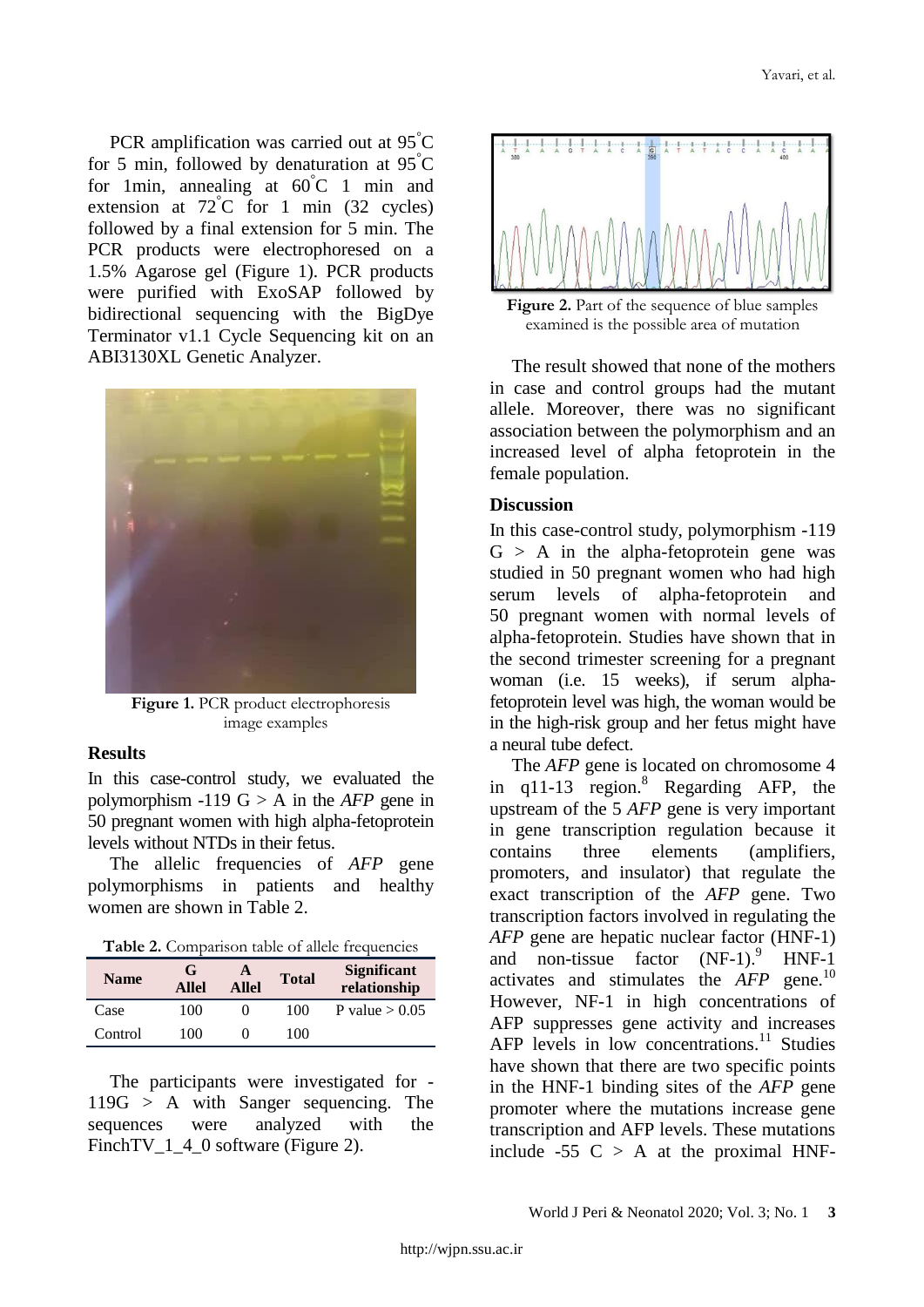PCR amplification was carried out at 95°C for 5 min, followed by denaturation at 95°C for 1min, annealing at 60°C 1 min and extension at 72°C for 1 min (32 cycles) followed by a final extension for 5 min. The PCR products were electrophoresed on a 1.5% Agarose gel (Figure 1). PCR products were purified with ExoSAP followed by bidirectional sequencing with the BigDye Terminator v1.1 Cycle Sequencing kit on an ABI3130XL Genetic Analyzer.

**Figure 1.** PCR product electrophoresis image examples

## Results

In this case-control study, we evaluated the polymorphism -119 G > A in the *AFP* gene in 50 pregnant women with high alpha-fetoprotein levels without NTDs in their fetus.

The allelic frequencies of *AFP* gene polymorphisms in patients and healthy women are shown in Table 2.

**Table 2.** Comparison table of allele frequencies

| Name | G Allel | A Allel | Total | Significant relationship |
|---|---|---|---|---|
| Case | 100 | 0 | 100 | P value > 0.05 |
| Control | 100 | 0 | 100 | |

The participants were investigated for -119G > A with Sanger sequencing. The sequences were analyzed with the FinchTV_1_4_0 software (Figure 2).

**Figure 2.** Part of the sequence of blue samples examined is the possible area of mutation

The result showed that none of the mothers in case and control groups had the mutant allele. Moreover, there was no significant association between the polymorphism and an increased level of alpha fetoprotein in the female population.

## Discussion

In this case-control study, polymorphism -119 G > A in the alpha-fetoprotein gene was studied in 50 pregnant women who had high serum levels of alpha-fetoprotein and 50 pregnant women with normal levels of alpha-fetoprotein. Studies have shown that in the second trimester screening for a pregnant woman (i.e. 15 weeks), if serum alpha-fetoprotein level was high, the woman would be in the high-risk group and her fetus might have a neural tube defect.

The *AFP* gene is located on chromosome 4 in q11-13 region.[8] Regarding AFP, the upstream of the 5 *AFP* gene is very important in gene transcription regulation because it contains three elements (amplifiers, promoters, and insulator) that regulate the exact transcription of the *AFP* gene. Two transcription factors involved in regulating the *AFP* gene are hepatic nuclear factor (HNF-1) and non-tissue factor (NF-1).[9] HNF-1 activates and stimulates the *AFP* gene.[10] However, NF-1 in high concentrations of AFP suppresses gene activity and increases AFP levels in low concentrations.[11] Studies have shown that there are two specific points in the HNF-1 binding sites of the *AFP* gene promoter where the mutations increase gene transcription and AFP levels. These mutations include -55 C > A at the proximal HNF-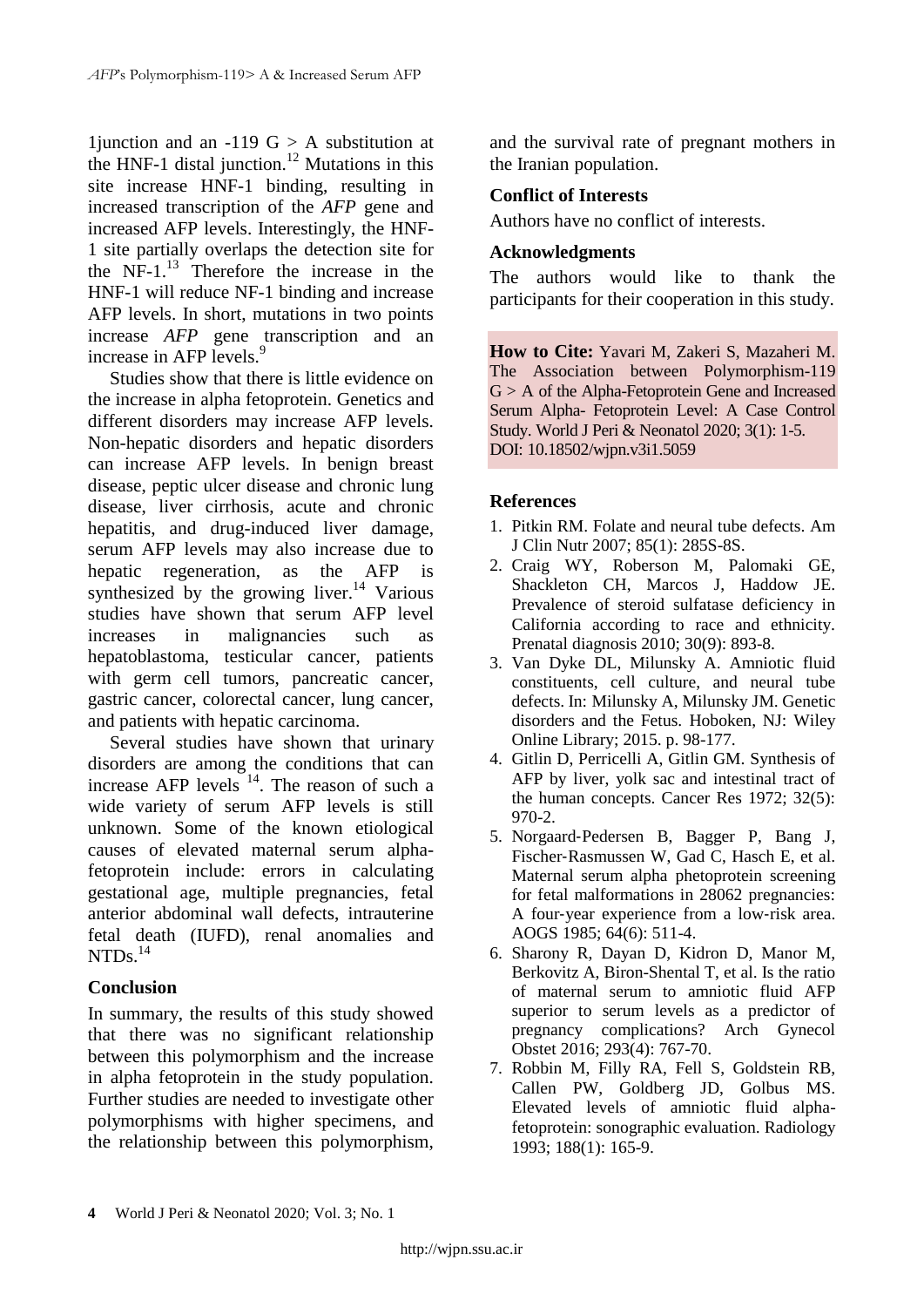1junction and an -119 G > A substitution at the HNF-1 distal junction.[12] Mutations in this site increase HNF-1 binding, resulting in increased transcription of the *AFP* gene and increased AFP levels. Interestingly, the HNF-1 site partially overlaps the detection site for the NF-1.[13] Therefore the increase in the HNF-1 will reduce NF-1 binding and increase AFP levels. In short, mutations in two points increase *AFP* gene transcription and an increase in AFP levels.[9]

Studies show that there is little evidence on the increase in alpha fetoprotein. Genetics and different disorders may increase AFP levels. Non-hepatic disorders and hepatic disorders can increase AFP levels. In benign breast disease, peptic ulcer disease and chronic lung disease, liver cirrhosis, acute and chronic hepatitis, and drug-induced liver damage, serum AFP levels may also increase due to hepatic regeneration, as the AFP is synthesized by the growing liver.[14] Various studies have shown that serum AFP level increases in malignancies such as hepatoblastoma, testicular cancer, patients with germ cell tumors, pancreatic cancer, gastric cancer, colorectal cancer, lung cancer, and patients with hepatic carcinoma.

Several studies have shown that urinary disorders are among the conditions that can increase AFP levels [14]. The reason of such a wide variety of serum AFP levels is still unknown. Some of the known etiological causes of elevated maternal serum alpha-fetoprotein include: errors in calculating gestational age, multiple pregnancies, fetal anterior abdominal wall defects, intrauterine fetal death (IUFD), renal anomalies and NTDs.[14]

## Conclusion

In summary, the results of this study showed that there was no significant relationship between this polymorphism and the increase in alpha fetoprotein in the study population. Further studies are needed to investigate other polymorphisms with higher specimens, and the relationship between this polymorphism, and the survival rate of pregnant mothers in the Iranian population.

## Conflict of Interests

Authors have no conflict of interests.

## Acknowledgments

The authors would like to thank the participants for their cooperation in this study.

**How to Cite:** Yavari M, Zakeri S, Mazaheri M. The Association between Polymorphism-119 G > A of the Alpha-Fetoprotein Gene and Increased Serum Alpha- Fetoprotein Level: A Case Control Study. World J Peri & Neonatol 2020; 3(1): 1-5. DOI: 10.18502/wjpn.v3i1.5059

## References

1. Pitkin RM. Folate and neural tube defects. Am J Clin Nutr 2007; 85(1): 285S-8S.
2. Craig WY, Roberson M, Palomaki GE, Shackleton CH, Marcos J, Haddow JE. Prevalence of steroid sulfatase deficiency in California according to race and ethnicity. Prenatal diagnosis 2010; 30(9): 893-8.
3. Van Dyke DL, Milunsky A. Amniotic fluid constituents, cell culture, and neural tube defects. In: Milunsky A, Milunsky JM. Genetic disorders and the Fetus. Hoboken, NJ: Wiley Online Library; 2015. p. 98-177.
4. Gitlin D, Perricelli A, Gitlin GM. Synthesis of AFP by liver, yolk sac and intestinal tract of the human concepts. Cancer Res 1972; 32(5): 970-2.
5. Norgaard‐Pedersen B, Bagger P, Bang J, Fischer‐Rasmussen W, Gad C, Hasch E, et al. Maternal serum alpha phetoprotein screening for fetal malformations in 28062 pregnancies: A four‐year experience from a low‐risk area. AOGS 1985; 64(6): 511-4.
6. Sharony R, Dayan D, Kidron D, Manor M, Berkovitz A, Biron-Shental T, et al. Is the ratio of maternal serum to amniotic fluid AFP superior to serum levels as a predictor of pregnancy complications? Arch Gynecol Obstet 2016; 293(4): 767-70.
7. Robbin M, Filly RA, Fell S, Goldstein RB, Callen PW, Goldberg JD, Golbus MS. Elevated levels of amniotic fluid alpha-fetoprotein: sonographic evaluation. Radiology 1993; 188(1): 165-9.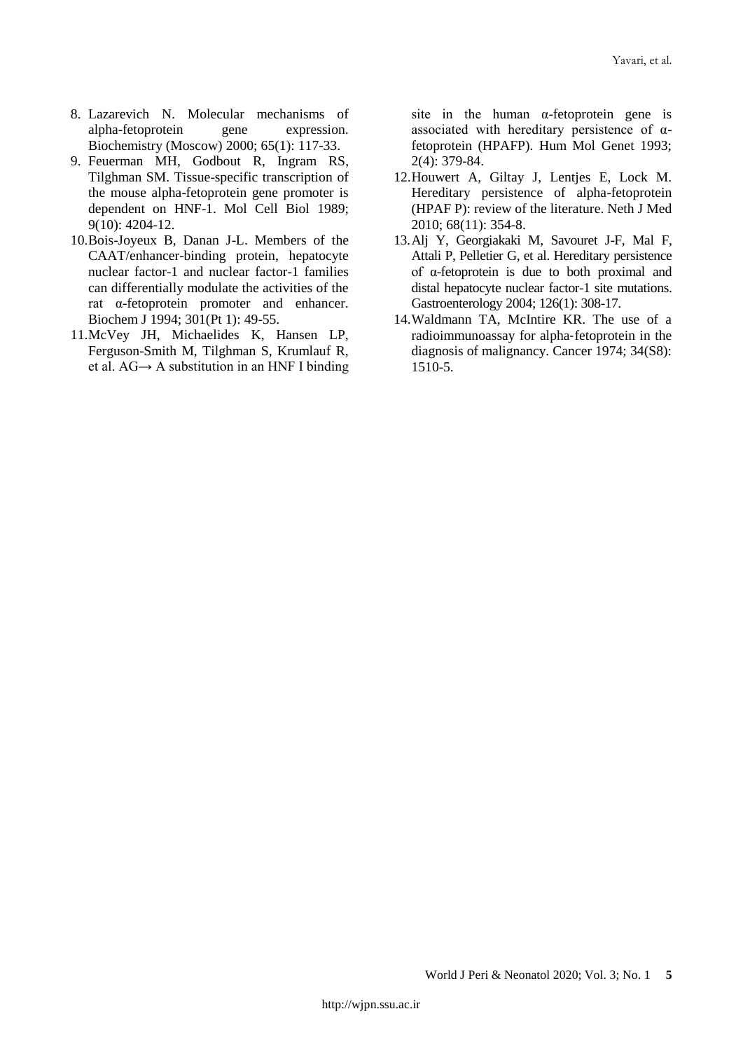8. Lazarevich N. Molecular mechanisms of alpha-fetoprotein gene expression. Biochemistry (Moscow) 2000; 65(1): 117-33.
9. Feuerman MH, Godbout R, Ingram RS, Tilghman SM. Tissue-specific transcription of the mouse alpha-fetoprotein gene promoter is dependent on HNF-1. Mol Cell Biol 1989; 9(10): 4204-12.
10. Bois-Joyeux B, Danan J-L. Members of the CAAT/enhancer-binding protein, hepatocyte nuclear factor-1 and nuclear factor-1 families can differentially modulate the activities of the rat α-fetoprotein promoter and enhancer. Biochem J 1994; 301(Pt 1): 49-55.
11. McVey JH, Michaelides K, Hansen LP, Ferguson-Smith M, Tilghman S, Krumlauf R, et al. AG→ A substitution in an HNF I binding site in the human α-fetoprotein gene is associated with hereditary persistence of α-fetoprotein (HPAFP). Hum Mol Genet 1993; 2(4): 379-84.
12. Houwert A, Giltay J, Lentjes E, Lock M. Hereditary persistence of alpha-fetoprotein (HPAF P): review of the literature. Neth J Med 2010; 68(11): 354-8.
13. Alj Y, Georgiakaki M, Savouret J-F, Mal F, Attali P, Pelletier G, et al. Hereditary persistence of α-fetoprotein is due to both proximal and distal hepatocyte nuclear factor-1 site mutations. Gastroenterology 2004; 126(1): 308-17.
14. Waldmann TA, McIntire KR. The use of a radioimmunoassay for alpha‐fetoprotein in the diagnosis of malignancy. Cancer 1974; 34(S8): 1510-5.